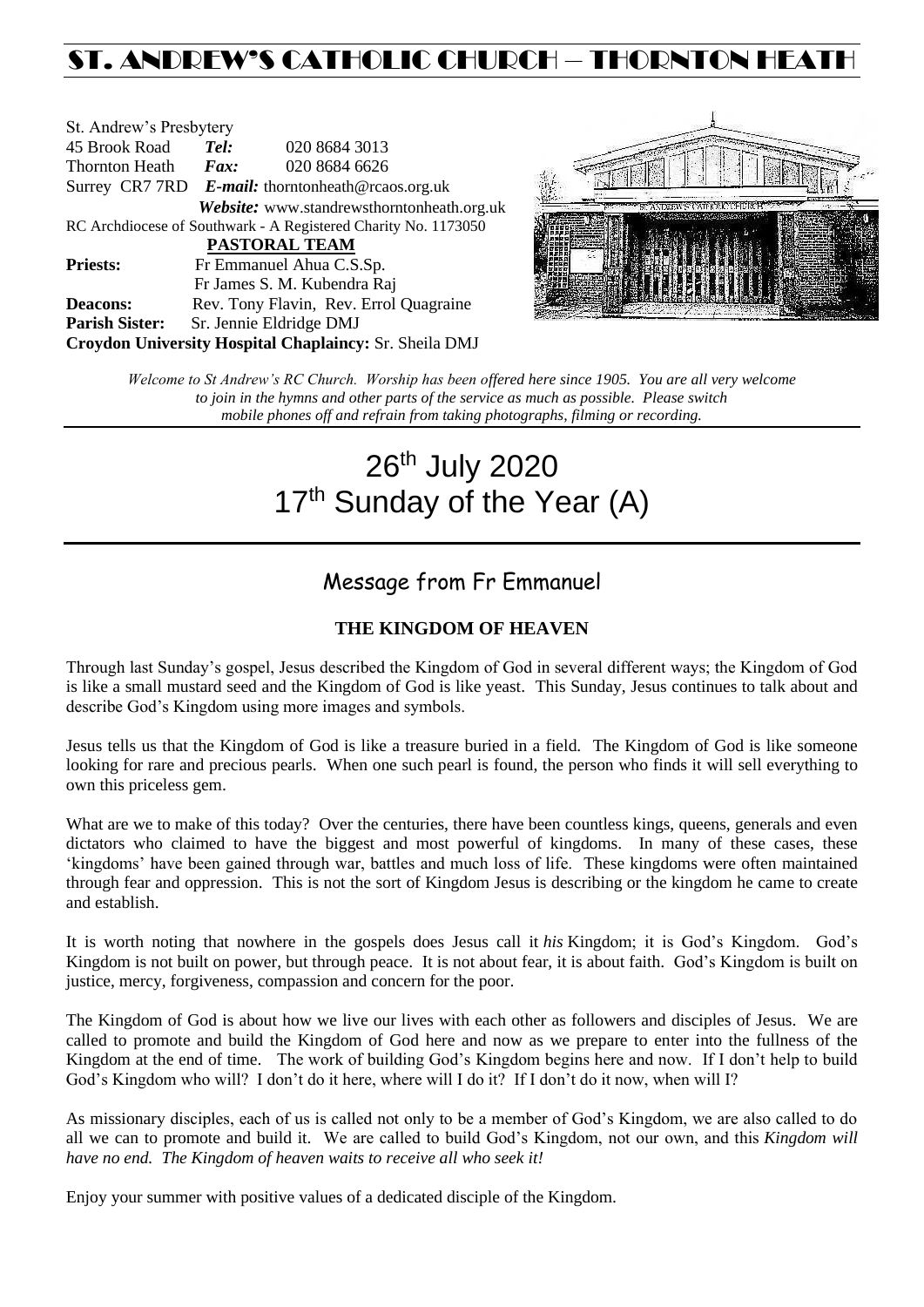# ST. ANDREW'S CATHOLIC CHURCH – THORNTON HEATH

St. Andrew's Presbytery
45 Brook Road **Tel:** 020 8684 3013
Thornton Heath **Fax:** 020 8684 6626
Surrey CR7 7RD **E-mail:** thorntonheath@rcaos.org.uk
**Website:** www.standrewsthorntonheath.org.uk
RC Archdiocese of Southwark - A Registered Charity No. 1173050

**PASTORAL TEAM**

**Priests:** Fr Emmanuel Ahua C.S.Sp.
Fr James S. M. Kubendra Raj
**Deacons:** Rev. Tony Flavin, Rev. Errol Quagraine
**Parish Sister:** Sr. Jennie Eldridge DMJ
**Croydon University Hospital Chaplaincy:** Sr. Sheila DMJ

*Welcome to St Andrew's RC Church. Worship has been offered here since 1905. You are all very welcome to join in the hymns and other parts of the service as much as possible. Please switch mobile phones off and refrain from taking photographs, filming or recording.*

# 26th July 2020
# 17th Sunday of the Year (A)

## Message from Fr Emmanuel

### THE KINGDOM OF HEAVEN

Through last Sunday's gospel, Jesus described the Kingdom of God in several different ways; the Kingdom of God is like a small mustard seed and the Kingdom of God is like yeast. This Sunday, Jesus continues to talk about and describe God's Kingdom using more images and symbols.

Jesus tells us that the Kingdom of God is like a treasure buried in a field. The Kingdom of God is like someone looking for rare and precious pearls. When one such pearl is found, the person who finds it will sell everything to own this priceless gem.

What are we to make of this today? Over the centuries, there have been countless kings, queens, generals and even dictators who claimed to have the biggest and most powerful of kingdoms. In many of these cases, these 'kingdoms' have been gained through war, battles and much loss of life. These kingdoms were often maintained through fear and oppression. This is not the sort of Kingdom Jesus is describing or the kingdom he came to create and establish.

It is worth noting that nowhere in the gospels does Jesus call it *his* Kingdom; it is God's Kingdom. God's Kingdom is not built on power, but through peace. It is not about fear, it is about faith. God's Kingdom is built on justice, mercy, forgiveness, compassion and concern for the poor.

The Kingdom of God is about how we live our lives with each other as followers and disciples of Jesus. We are called to promote and build the Kingdom of God here and now as we prepare to enter into the fullness of the Kingdom at the end of time. The work of building God's Kingdom begins here and now. If I don't help to build God's Kingdom who will? I don't do it here, where will I do it? If I don't do it now, when will I?

As missionary disciples, each of us is called not only to be a member of God's Kingdom, we are also called to do all we can to promote and build it. We are called to build God's Kingdom, not our own, and this *Kingdom will have no end. The Kingdom of heaven waits to receive all who seek it!*

Enjoy your summer with positive values of a dedicated disciple of the Kingdom.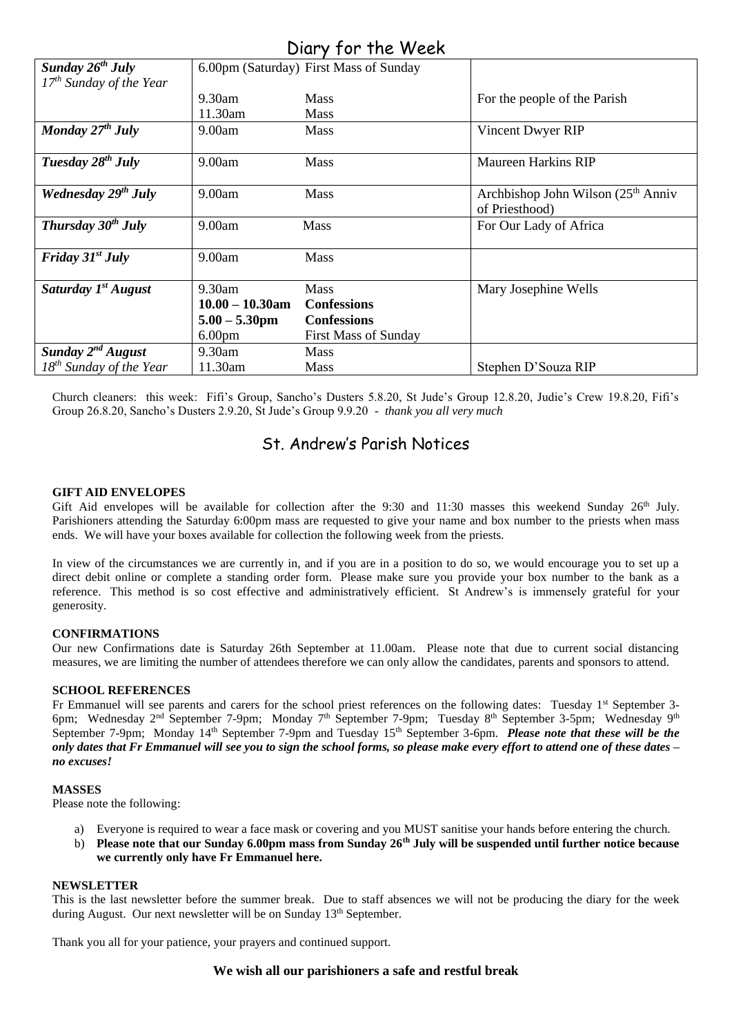# Diary for the Week

| | | | |
|---|---|---|---|
| ***Sunday 26th July*** *17th Sunday of the Year* | 6.00pm (Saturday) | First Mass of Sunday | |
| | 9.30am | Mass | For the people of the Parish |
| | 11.30am | Mass | |
| ***Monday 27th July*** | 9.00am | Mass | Vincent Dwyer RIP |
| ***Tuesday 28th July*** | 9.00am | Mass | Maureen Harkins RIP |
| ***Wednesday 29th July*** | 9.00am | Mass | Archbishop John Wilson (25th Anniv of Priesthood) |
| ***Thursday 30th July*** | 9.00am | Mass | For Our Lady of Africa |
| ***Friday 31st July*** | 9.00am | Mass | |
| ***Saturday 1st August*** | 9.30am | Mass | Mary Josephine Wells |
| | **10.00 – 10.30am** | **Confessions** | |
| | **5.00 – 5.30pm** | **Confessions** | |
| | 6.00pm | First Mass of Sunday | |
| ***Sunday 2nd August*** | 9.30am | Mass | |
| *18th Sunday of the Year* | 11.30am | Mass | Stephen D'Souza RIP |

Church cleaners: this week: Fifi's Group, Sancho's Dusters 5.8.20, St Jude's Group 12.8.20, Judie's Crew 19.8.20, Fifi's Group 26.8.20, Sancho's Dusters 2.9.20, St Jude's Group 9.9.20 - *thank you all very much*

## St. Andrew's Parish Notices

**GIFT AID ENVELOPES**

Gift Aid envelopes will be available for collection after the 9:30 and 11:30 masses this weekend Sunday 26th July. Parishioners attending the Saturday 6:00pm mass are requested to give your name and box number to the priests when mass ends. We will have your boxes available for collection the following week from the priests.

In view of the circumstances we are currently in, and if you are in a position to do so, we would encourage you to set up a direct debit online or complete a standing order form. Please make sure you provide your box number to the bank as a reference. This method is so cost effective and administratively efficient. St Andrew's is immensely grateful for your generosity.

**CONFIRMATIONS**

Our new Confirmations date is Saturday 26th September at 11.00am. Please note that due to current social distancing measures, we are limiting the number of attendees therefore we can only allow the candidates, parents and sponsors to attend.

**SCHOOL REFERENCES**

Fr Emmanuel will see parents and carers for the school priest references on the following dates: Tuesday 1st September 3-6pm; Wednesday 2nd September 7-9pm; Monday 7th September 7-9pm; Tuesday 8th September 3-5pm; Wednesday 9th September 7-9pm; Monday 14th September 7-9pm and Tuesday 15th September 3-6pm. ***Please note that these will be the only dates that Fr Emmanuel will see you to sign the school forms, so please make every effort to attend one of these dates – no excuses!***

**MASSES**

Please note the following:

a) Everyone is required to wear a face mask or covering and you MUST sanitise your hands before entering the church.
b) **Please note that our Sunday 6.00pm mass from Sunday 26th July will be suspended until further notice because we currently only have Fr Emmanuel here.**

**NEWSLETTER**

This is the last newsletter before the summer break. Due to staff absences we will not be producing the diary for the week during August. Our next newsletter will be on Sunday 13th September.

Thank you all for your patience, your prayers and continued support.

**We wish all our parishioners a safe and restful break**